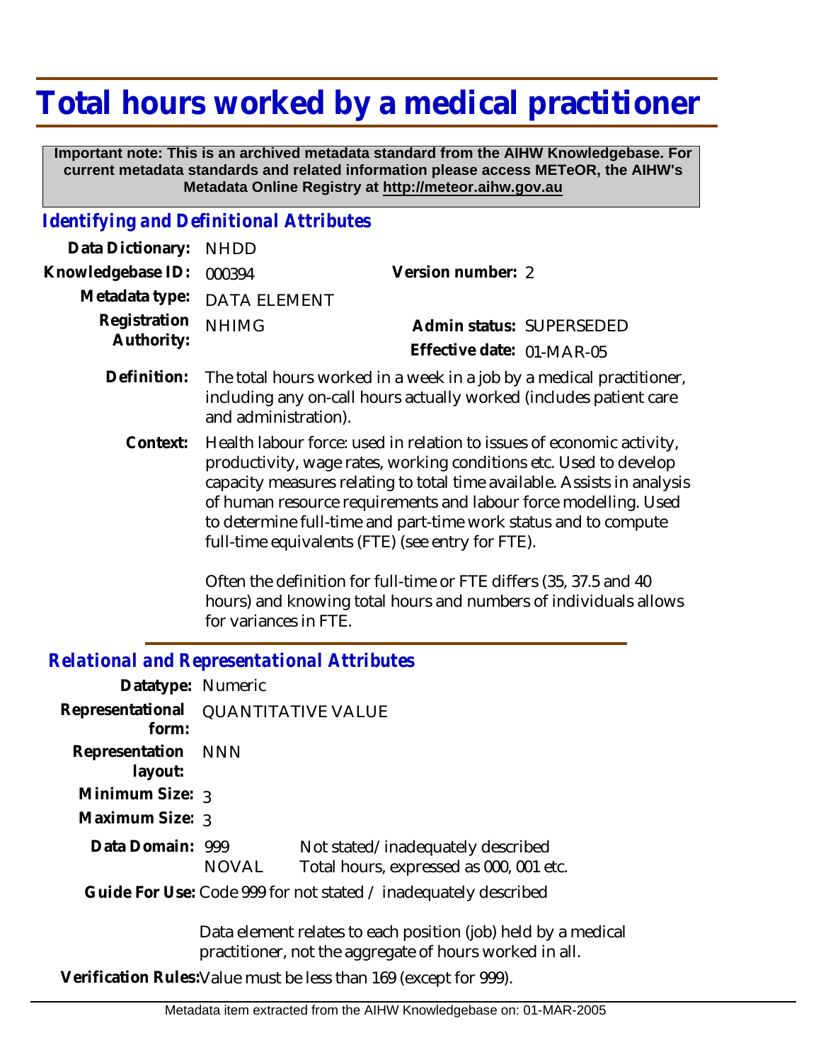# Total hours worked by a medical practitioner

**Important note: This is an archived metadata standard from the AIHW Knowledgebase. For current metadata standards and related information please access METeOR, the AIHW's Metadata Online Registry at http://meteor.aihw.gov.au**

## *Identifying and Definitional Attributes*

| | | | |
|---|---|---|---|
| **Data Dictionary:** | NHDD | | |
| **Knowledgebase ID:** | 000394 | **Version number:** | 2 |
| **Metadata type:** | DATA ELEMENT | | |
| **Registration Authority:** | NHIMG | **Admin status:** | SUPERSEDED |
| | | **Effective date:** | 01-MAR-05 |

**Definition:** The total hours worked in a week in a job by a medical practitioner, including any on-call hours actually worked (includes patient care and administration).

**Context:** Health labour force: used in relation to issues of economic activity, productivity, wage rates, working conditions etc. Used to develop capacity measures relating to total time available. Assists in analysis of human resource requirements and labour force modelling. Used to determine full-time and part-time work status and to compute full-time equivalents (FTE) (see entry for FTE).

Often the definition for full-time or FTE differs (35, 37.5 and 40 hours) and knowing total hours and numbers of individuals allows for variances in FTE.

## *Relational and Representational Attributes*

**Datatype:** Numeric

**Representational form:** QUANTITATIVE VALUE

**Representation layout:** NNN

**Minimum Size:** 3

**Maximum Size:** 3

**Data Domain:**

| | |
|---|---|
| 999 | Not stated/inadequately described |
| NOVAL | Total hours, expressed as 000, 001 etc. |

**Guide For Use:** Code 999 for not stated / inadequately described

Data element relates to each position (job) held by a medical practitioner, not the aggregate of hours worked in all.

**Verification Rules:** Value must be less than 169 (except for 999).

Metadata item extracted from the AIHW Knowledgebase on: 01-MAR-2005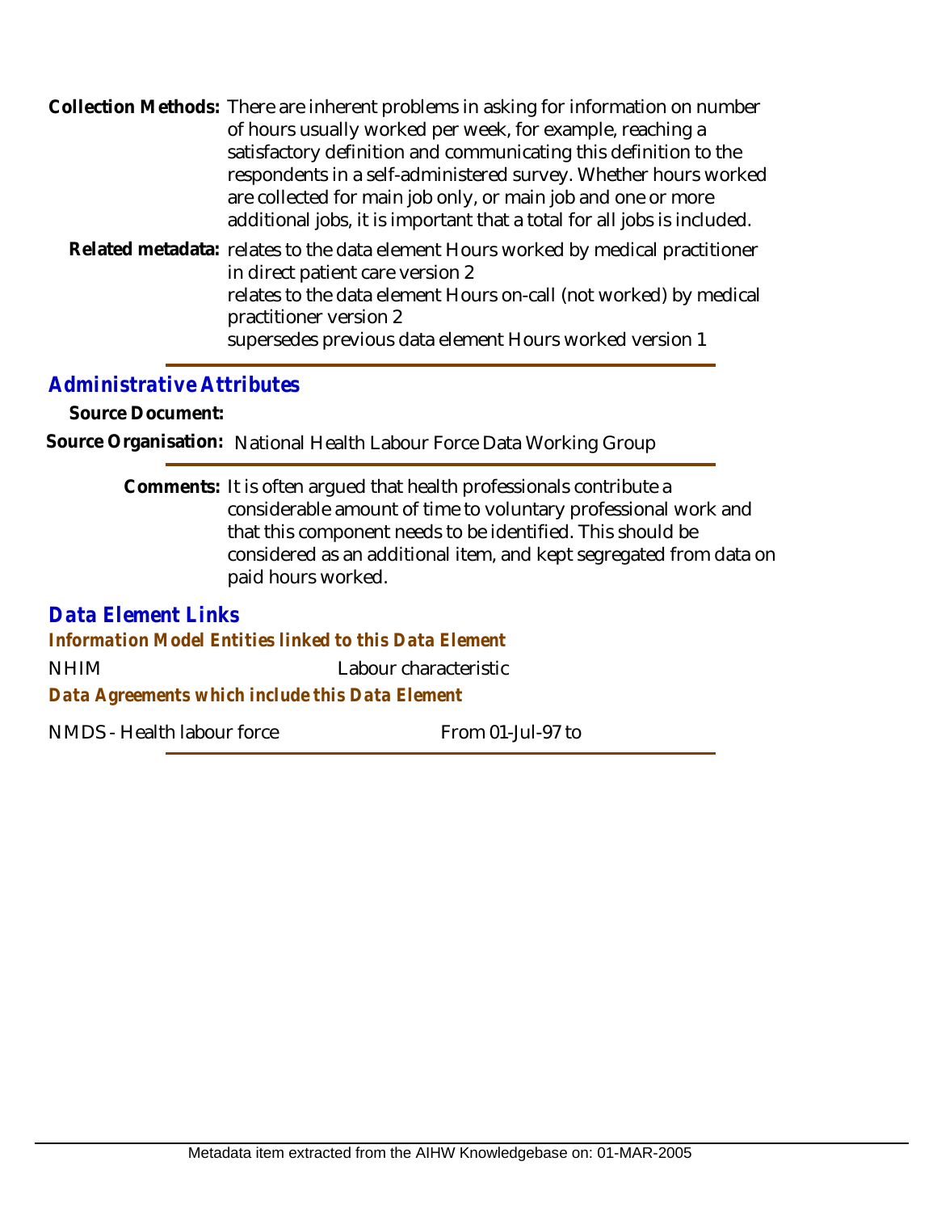**Collection Methods:** There are inherent problems in asking for information on number of hours usually worked per week, for example, reaching a satisfactory definition and communicating this definition to the respondents in a self-administered survey. Whether hours worked are collected for main job only, or main job and one or more additional jobs, it is important that a total for all jobs is included.

**Related metadata:** relates to the data element Hours worked by medical practitioner in direct patient care version 2
relates to the data element Hours on-call (not worked) by medical practitioner version 2
supersedes previous data element Hours worked version 1

## Administrative Attributes

**Source Document:**

**Source Organisation:** National Health Labour Force Data Working Group

**Comments:** It is often argued that health professionals contribute a considerable amount of time to voluntary professional work and that this component needs to be identified. This should be considered as an additional item, and kept segregated from data on paid hours worked.

## Data Element Links

### Information Model Entities linked to this Data Element

NHIM — Labour characteristic

### Data Agreements which include this Data Element

NMDS - Health labour force — From 01-Jul-97 to